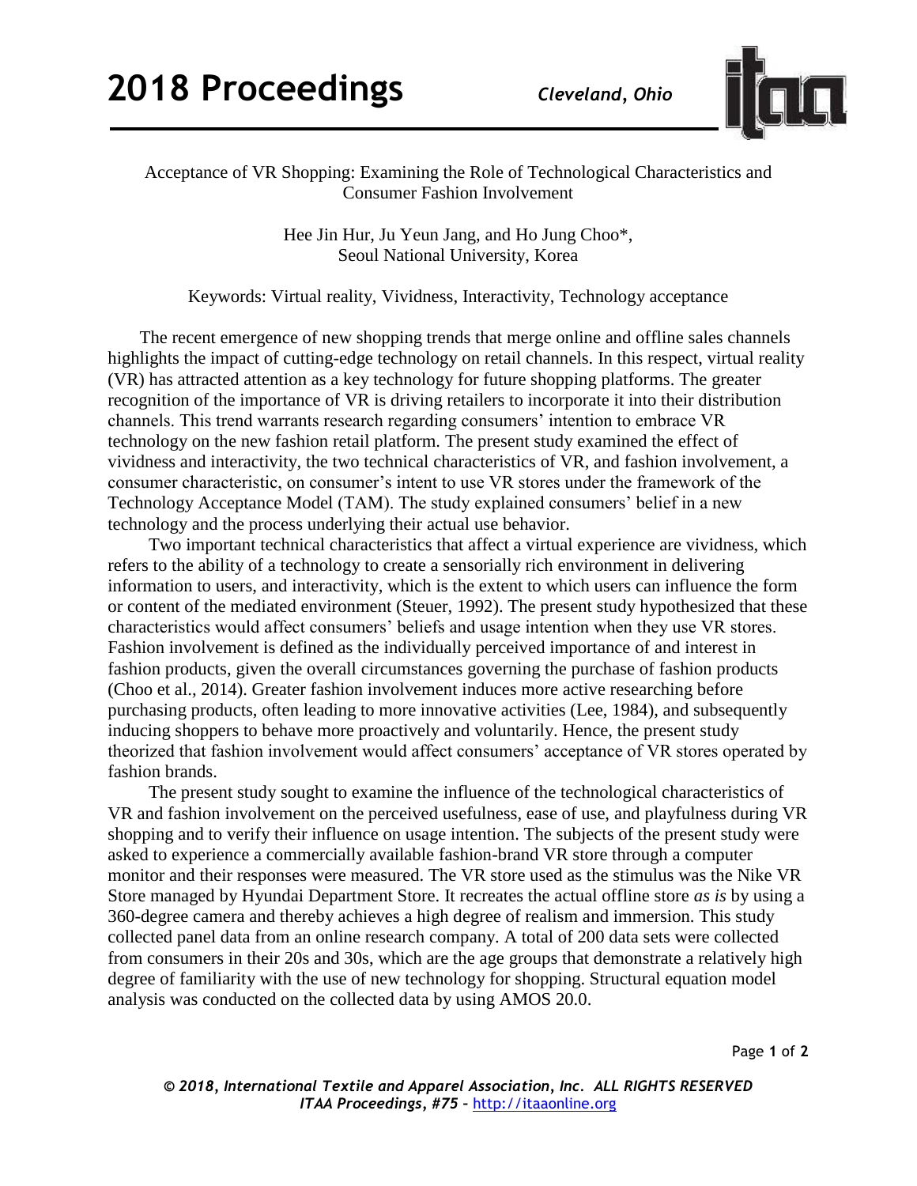# Acceptance of VR Shopping: Examining the Role of Technological Characteristics and Consumer Fashion Involvement

Hee Jin Hur, Ju Yeun Jang, and Ho Jung Choo*,
Seoul National University, Korea

Keywords: Virtual reality, Vividness, Interactivity, Technology acceptance

The recent emergence of new shopping trends that merge online and offline sales channels highlights the impact of cutting-edge technology on retail channels. In this respect, virtual reality (VR) has attracted attention as a key technology for future shopping platforms. The greater recognition of the importance of VR is driving retailers to incorporate it into their distribution channels. This trend warrants research regarding consumers' intention to embrace VR technology on the new fashion retail platform. The present study examined the effect of vividness and interactivity, the two technical characteristics of VR, and fashion involvement, a consumer characteristic, on consumer's intent to use VR stores under the framework of the Technology Acceptance Model (TAM). The study explained consumers' belief in a new technology and the process underlying their actual use behavior.

Two important technical characteristics that affect a virtual experience are vividness, which refers to the ability of a technology to create a sensorially rich environment in delivering information to users, and interactivity, which is the extent to which users can influence the form or content of the mediated environment (Steuer, 1992). The present study hypothesized that these characteristics would affect consumers' beliefs and usage intention when they use VR stores. Fashion involvement is defined as the individually perceived importance of and interest in fashion products, given the overall circumstances governing the purchase of fashion products (Choo et al., 2014). Greater fashion involvement induces more active researching before purchasing products, often leading to more innovative activities (Lee, 1984), and subsequently inducing shoppers to behave more proactively and voluntarily. Hence, the present study theorized that fashion involvement would affect consumers' acceptance of VR stores operated by fashion brands.

The present study sought to examine the influence of the technological characteristics of VR and fashion involvement on the perceived usefulness, ease of use, and playfulness during VR shopping and to verify their influence on usage intention. The subjects of the present study were asked to experience a commercially available fashion-brand VR store through a computer monitor and their responses were measured. The VR store used as the stimulus was the Nike VR Store managed by Hyundai Department Store. It recreates the actual offline store *as is* by using a 360-degree camera and thereby achieves a high degree of realism and immersion. This study collected panel data from an online research company. A total of 200 data sets were collected from consumers in their 20s and 30s, which are the age groups that demonstrate a relatively high degree of familiarity with the use of new technology for shopping. Structural equation model analysis was conducted on the collected data by using AMOS 20.0.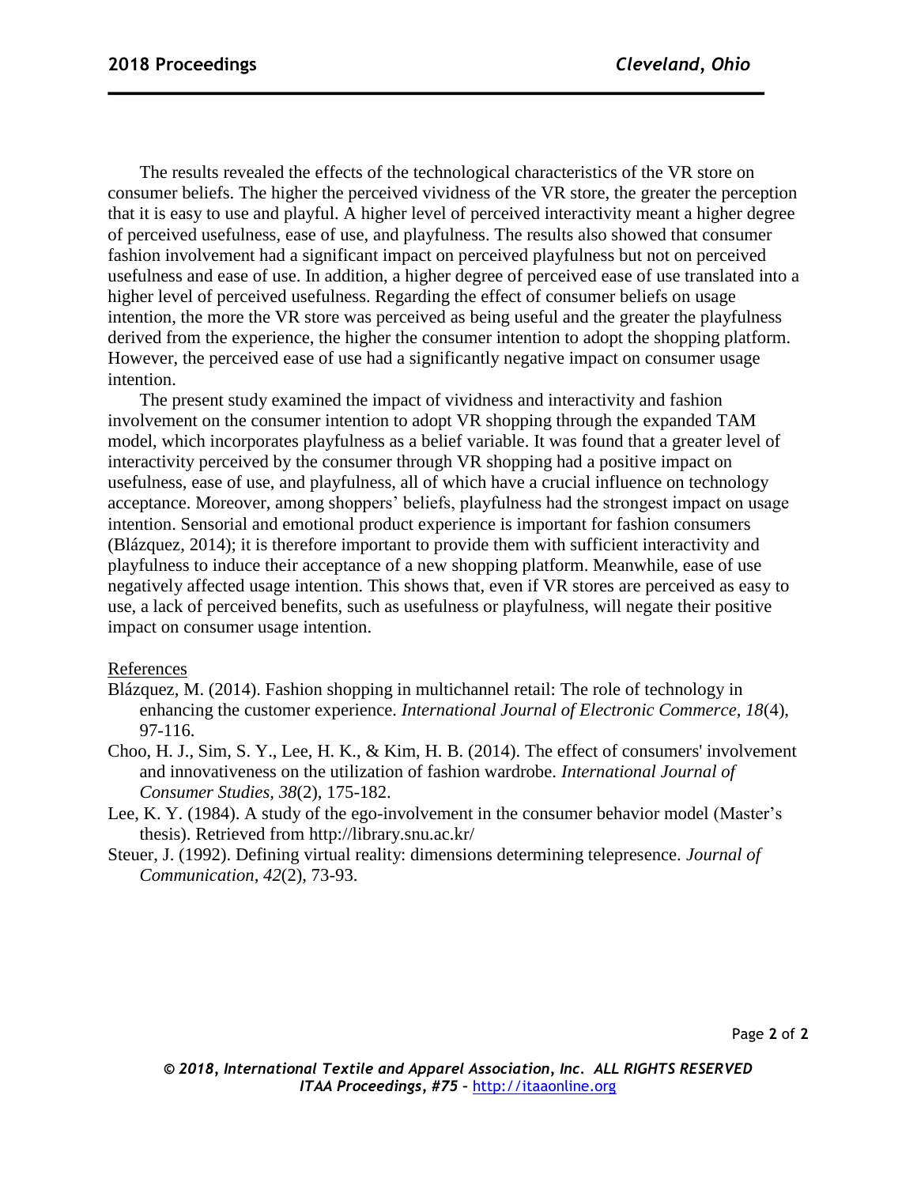The results revealed the effects of the technological characteristics of the VR store on consumer beliefs. The higher the perceived vividness of the VR store, the greater the perception that it is easy to use and playful. A higher level of perceived interactivity meant a higher degree of perceived usefulness, ease of use, and playfulness. The results also showed that consumer fashion involvement had a significant impact on perceived playfulness but not on perceived usefulness and ease of use. In addition, a higher degree of perceived ease of use translated into a higher level of perceived usefulness. Regarding the effect of consumer beliefs on usage intention, the more the VR store was perceived as being useful and the greater the playfulness derived from the experience, the higher the consumer intention to adopt the shopping platform. However, the perceived ease of use had a significantly negative impact on consumer usage intention.

The present study examined the impact of vividness and interactivity and fashion involvement on the consumer intention to adopt VR shopping through the expanded TAM model, which incorporates playfulness as a belief variable. It was found that a greater level of interactivity perceived by the consumer through VR shopping had a positive impact on usefulness, ease of use, and playfulness, all of which have a crucial influence on technology acceptance. Moreover, among shoppers' beliefs, playfulness had the strongest impact on usage intention. Sensorial and emotional product experience is important for fashion consumers (Blázquez, 2014); it is therefore important to provide them with sufficient interactivity and playfulness to induce their acceptance of a new shopping platform. Meanwhile, ease of use negatively affected usage intention. This shows that, even if VR stores are perceived as easy to use, a lack of perceived benefits, such as usefulness or playfulness, will negate their positive impact on consumer usage intention.

References

Blázquez, M. (2014). Fashion shopping in multichannel retail: The role of technology in enhancing the customer experience. *International Journal of Electronic Commerce, 18*(4), 97-116.

Choo, H. J., Sim, S. Y., Lee, H. K., & Kim, H. B. (2014). The effect of consumers' involvement and innovativeness on the utilization of fashion wardrobe. *International Journal of Consumer Studies, 38*(2), 175-182.

Lee, K. Y. (1984). A study of the ego-involvement in the consumer behavior model (Master's thesis). Retrieved from http://library.snu.ac.kr/

Steuer, J. (1992). Defining virtual reality: dimensions determining telepresence. *Journal of Communication, 42*(2), 73-93.